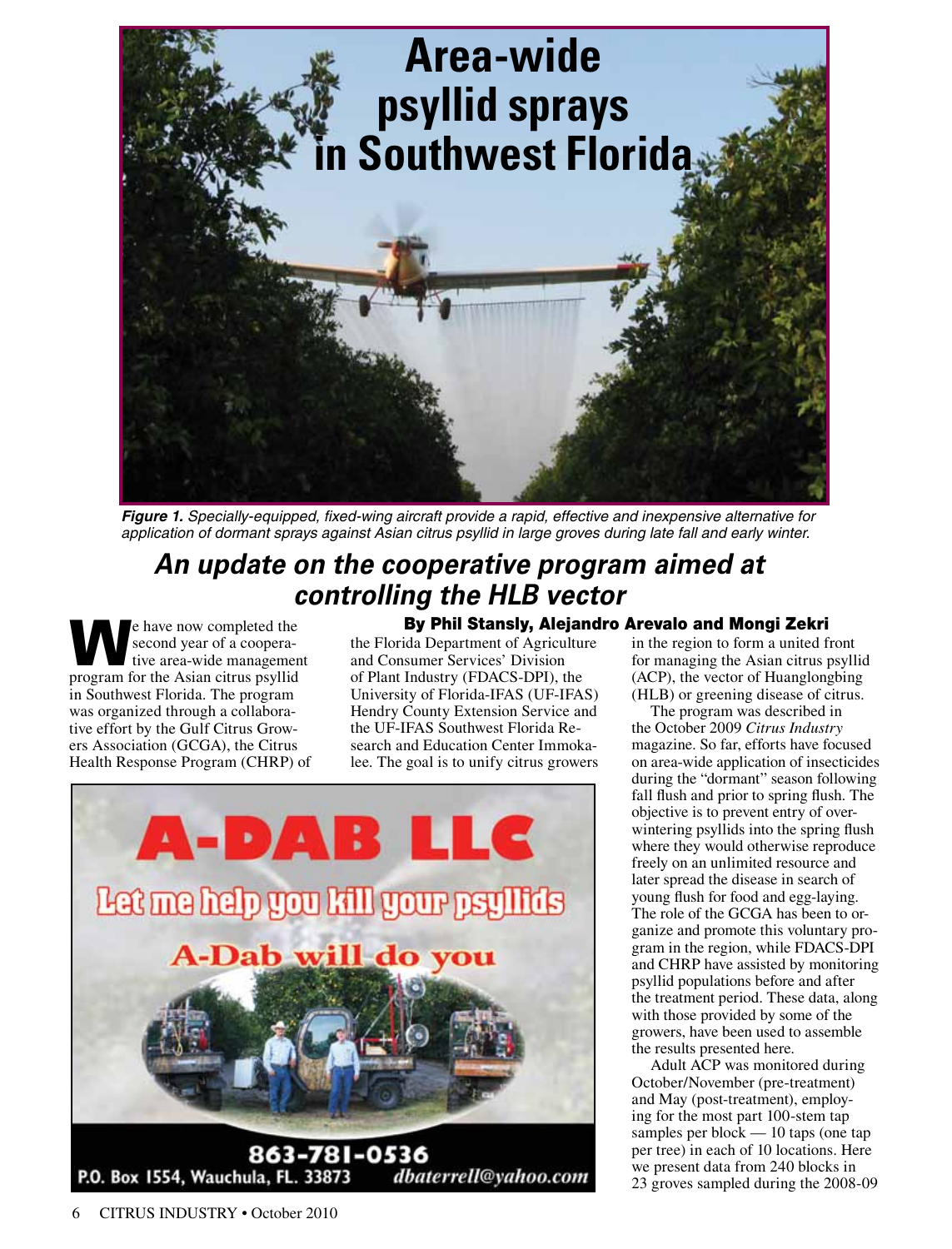# Area-wide psyllid sprays in Southwest Florida

***Figure 1.*** *Specially-equipped, fixed-wing aircraft provide a rapid, effective and inexpensive alternative for application of dormant sprays against Asian citrus psyllid in large groves during late fall and early winter.*

## *An update on the cooperative program aimed at controlling the HLB vector*

**By Phil Stansly, Alejandro Arevalo and Mongi Zekri**

We have now completed the second year of a cooperative area-wide management program for the Asian citrus psyllid in Southwest Florida. The program was organized through a collaborative effort by the Gulf Citrus Growers Association (GCGA), the Citrus Health Response Program (CHRP) of the Florida Department of Agriculture and Consumer Services' Division of Plant Industry (FDACS-DPI), the University of Florida-IFAS (UF-IFAS) Hendry County Extension Service and the UF-IFAS Southwest Florida Research and Education Center Immokalee. The goal is to unify citrus growers in the region to form a united front for managing the Asian citrus psyllid (ACP), the vector of Huanglongbing (HLB) or greening disease of citrus.

The program was described in the October 2009 *Citrus Industry* magazine. So far, efforts have focused on area-wide application of insecticides during the "dormant" season following fall flush and prior to spring flush. The objective is to prevent entry of overwintering psyllids into the spring flush where they would otherwise reproduce freely on an unlimited resource and later spread the disease in search of young flush for food and egg-laying. The role of the GCGA has been to organize and promote this voluntary program in the region, while FDACS-DPI and CHRP have assisted by monitoring psyllid populations before and after the treatment period. These data, along with those provided by some of the growers, have been used to assemble the results presented here.

Adult ACP was monitored during October/November (pre-treatment) and May (post-treatment), employing for the most part 100-stem tap samples per block — 10 taps (one tap per tree) in each of 10 locations. Here we present data from 240 blocks in 23 groves sampled during the 2008-09

**A-DAB LLC**

Let me help you kill your psyllids

A-Dab will do you

863-781-0536

P.O. Box 1554, Wauchula, FL. 33873 dbaterrell@yahoo.com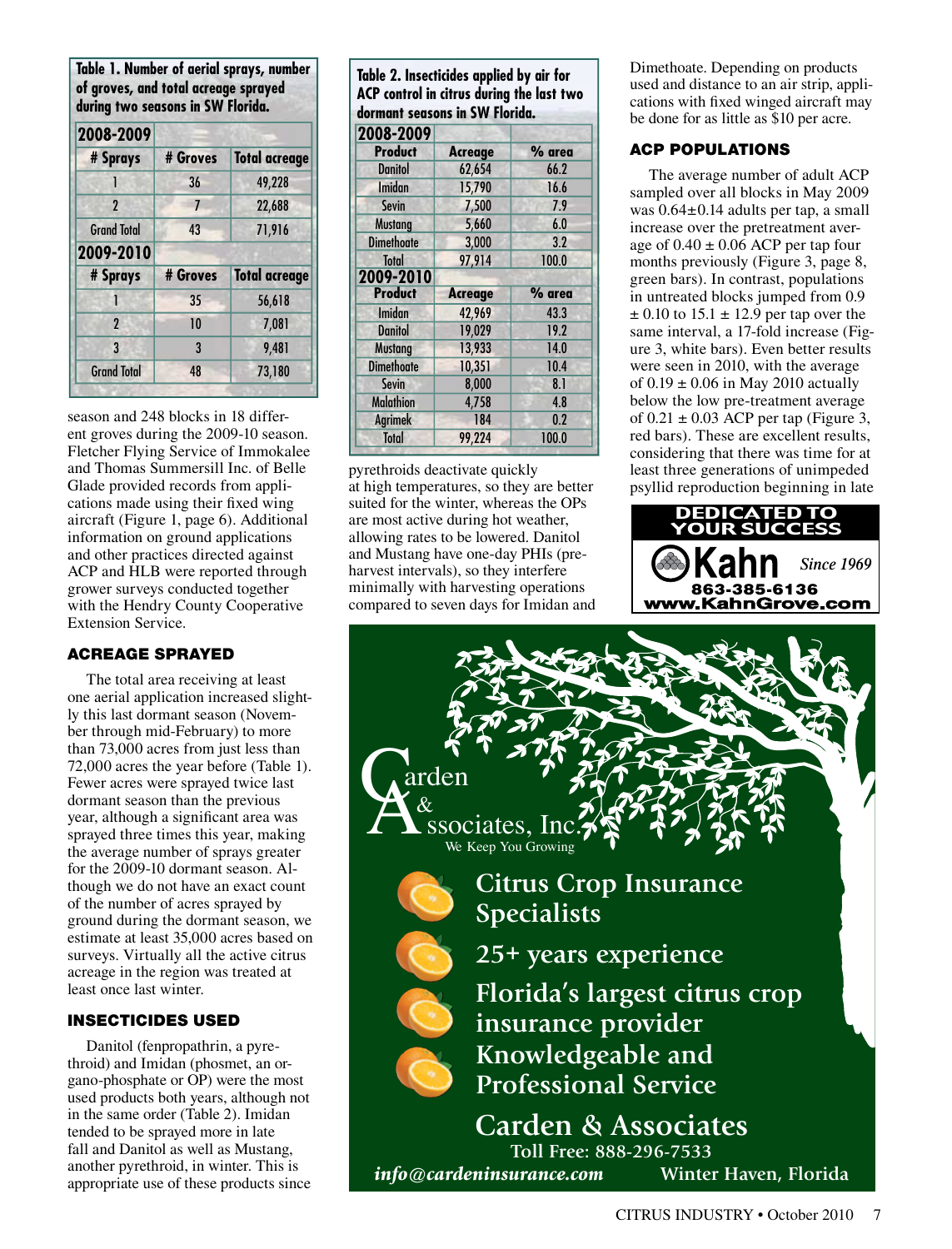**Table 1. Number of aerial sprays, number of groves, and total acreage sprayed during two seasons in SW Florida.**

| # Sprays | # Groves | Total acreage |
|---|---|---|
| **2008-2009** | | |
| 1 | 36 | 49,228 |
| 2 | 7 | 22,688 |
| Grand Total | 43 | 71,916 |
| **2009-2010** | | |
| 1 | 35 | 56,618 |
| 2 | 10 | 7,081 |
| 3 | 3 | 9,481 |
| Grand Total | 48 | 73,180 |

season and 248 blocks in 18 different groves during the 2009-10 season. Fletcher Flying Service of Immokalee and Thomas Summersill Inc. of Belle Glade provided records from applications made using their fixed wing aircraft (Figure 1, page 6). Additional information on ground applications and other practices directed against ACP and HLB were reported through grower surveys conducted together with the Hendry County Cooperative Extension Service.

## ACREAGE SPRAYED

The total area receiving at least one aerial application increased slightly this last dormant season (November through mid-February) to more than 73,000 acres from just less than 72,000 acres the year before (Table 1). Fewer acres were sprayed twice last dormant season than the previous year, although a significant area was sprayed three times this year, making the average number of sprays greater for the 2009-10 dormant season. Although we do not have an exact count of the number of acres sprayed by ground during the dormant season, we estimate at least 35,000 acres based on surveys. Virtually all the active citrus acreage in the region was treated at least once last winter.

## INSECTICIDES USED

Danitol (fenpropathrin, a pyrethroid) and Imidan (phosmet, an organo-phosphate or OP) were the most used products both years, although not in the same order (Table 2). Imidan tended to be sprayed more in late fall and Danitol as well as Mustang, another pyrethroid, in winter. This is appropriate use of these products since

**Table 2. Insecticides applied by air for ACP control in citrus during the last two dormant seasons in SW Florida.**

| Product | Acreage | % area |
|---|---|---|
| **2008-2009** | | |
| Danitol | 62,654 | 66.2 |
| Imidan | 15,790 | 16.6 |
| Sevin | 7,500 | 7.9 |
| Mustang | 5,660 | 6.0 |
| Dimethoate | 3,000 | 3.2 |
| Total | 97,914 | 100.0 |
| **2009-2010** | | |
| Imidan | 42,969 | 43.3 |
| Danitol | 19,029 | 19.2 |
| Mustang | 13,933 | 14.0 |
| Dimethoate | 10,351 | 10.4 |
| Sevin | 8,000 | 8.1 |
| Malathion | 4,758 | 4.8 |
| Agrimek | 184 | 0.2 |
| Total | 99,224 | 100.0 |

pyrethroids deactivate quickly at high temperatures, so they are better suited for the winter, whereas the OPs are most active during hot weather, allowing rates to be lowered. Danitol and Mustang have one-day PHIs (pre-harvest intervals), so they interfere minimally with harvesting operations compared to seven days for Imidan and Dimethoate. Depending on products used and distance to an air strip, applications with fixed winged aircraft may be done for as little as $10 per acre.

## ACP POPULATIONS

The average number of adult ACP sampled over all blocks in May 2009 was $0.64 \pm 0.14$ adults per tap, a small increase over the pretreatment average of $0.40 \pm 0.06$ ACP per tap four months previously (Figure 3, page 8, green bars). In contrast, populations in untreated blocks jumped from $0.9 \pm 0.10$ to $15.1 \pm 12.9$ per tap over the same interval, a 17-fold increase (Figure 3, white bars). Even better results were seen in 2010, with the average of $0.19 \pm 0.06$ in May 2010 actually below the low pre-treatment average of $0.21 \pm 0.03$ ACP per tap (Figure 3, red bars). These are excellent results, considering that there was time for at least three generations of unimpeded psyllid reproduction beginning in late

DEDICATED TO YOUR SUCCESS
Kahn *Since 1969*
863-385-6136
www.KahnGrove.com

Carden & Associates, Inc.
We Keep You Growing

Citrus Crop Insurance Specialists
25+ years experience
Florida's largest citrus crop insurance provider
Knowledgeable and Professional Service

Carden & Associates
Toll Free: 888-296-7533
*info@cardeninsurance.com* Winter Haven, Florida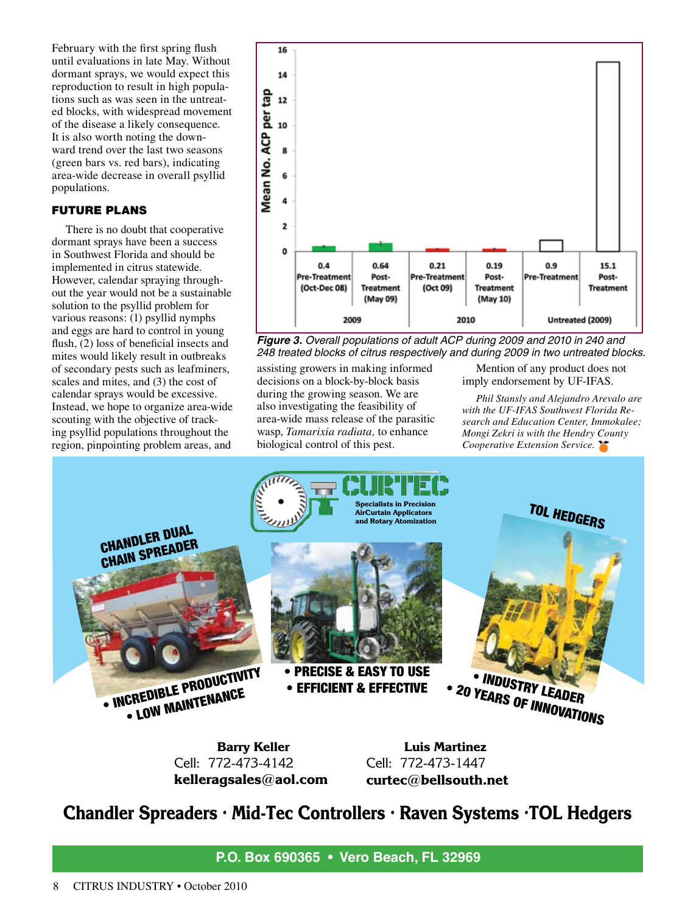February with the first spring flush until evaluations in late May. Without dormant sprays, we would expect this reproduction to result in high populations such as was seen in the untreated blocks, with widespread movement of the disease a likely consequence. It is also worth noting the downward trend over the last two seasons (green bars vs. red bars), indicating area-wide decrease in overall psyllid populations.

## FUTURE PLANS

There is no doubt that cooperative dormant sprays have been a success in Southwest Florida and should be implemented in citrus statewide. However, calendar spraying throughout the year would not be a sustainable solution to the psyllid problem for various reasons: (1) psyllid nymphs and eggs are hard to control in young flush, (2) loss of beneficial insects and mites would likely result in outbreaks of secondary pests such as leafminers, scales and mites, and (3) the cost of calendar sprays would be excessive. Instead, we hope to organize area-wide scouting with the objective of tracking psyllid populations throughout the region, pinpointing problem areas, and assisting growers in making informed decisions on a block-by-block basis during the growing season. We are also investigating the feasibility of area-wide mass release of the parasitic wasp, *Tamarixia radiata,* to enhance biological control of this pest.

Mean No. ACP per tap
16
14
12
10
8
6
4
2
0

0.4 Pre-Treatment (Oct-Dec 08)
0.64 Post-Treatment (May 09)
0.21 Pre-Treatment (Oct 09)
0.19 Post-Treatment (May 10)
0.9 Pre-Treatment
15.1 Post-Treatment

2009
2010
Untreated (2009)

***Figure 3.*** *Overall populations of adult ACP during 2009 and 2010 in 240 and 248 treated blocks of citrus respectively and during 2009 in two untreated blocks.*

Mention of any product does not imply endorsement by UF-IFAS.

*Phil Stansly and Alejandro Arevalo are with the UF-IFAS Southwest Florida Research and Education Center, Immokalee; Mongi Zekri is with the Hendry County Cooperative Extension Service.*

CURTEC

Specialists in Precision AirCurtain Applicators and Rotary Atomization

CHANDLER DUAL CHAIN SPREADER

• INCREDIBLE PRODUCTIVITY
• LOW MAINTENANCE

• PRECISE & EASY TO USE
• EFFICIENT & EFFECTIVE

TOL HEDGERS

• INDUSTRY LEADER
• 20 YEARS OF INNOVATIONS

**Barry Keller**
Cell: 772-473-4142
**kelleragsales@aol.com**

**Luis Martinez**
Cell: 772-473-1447
**curtec@bellsouth.net**

**Chandler Spreaders · Mid-Tec Controllers · Raven Systems ·TOL Hedgers**

**P.O. Box 690365 • Vero Beach, FL 32969**